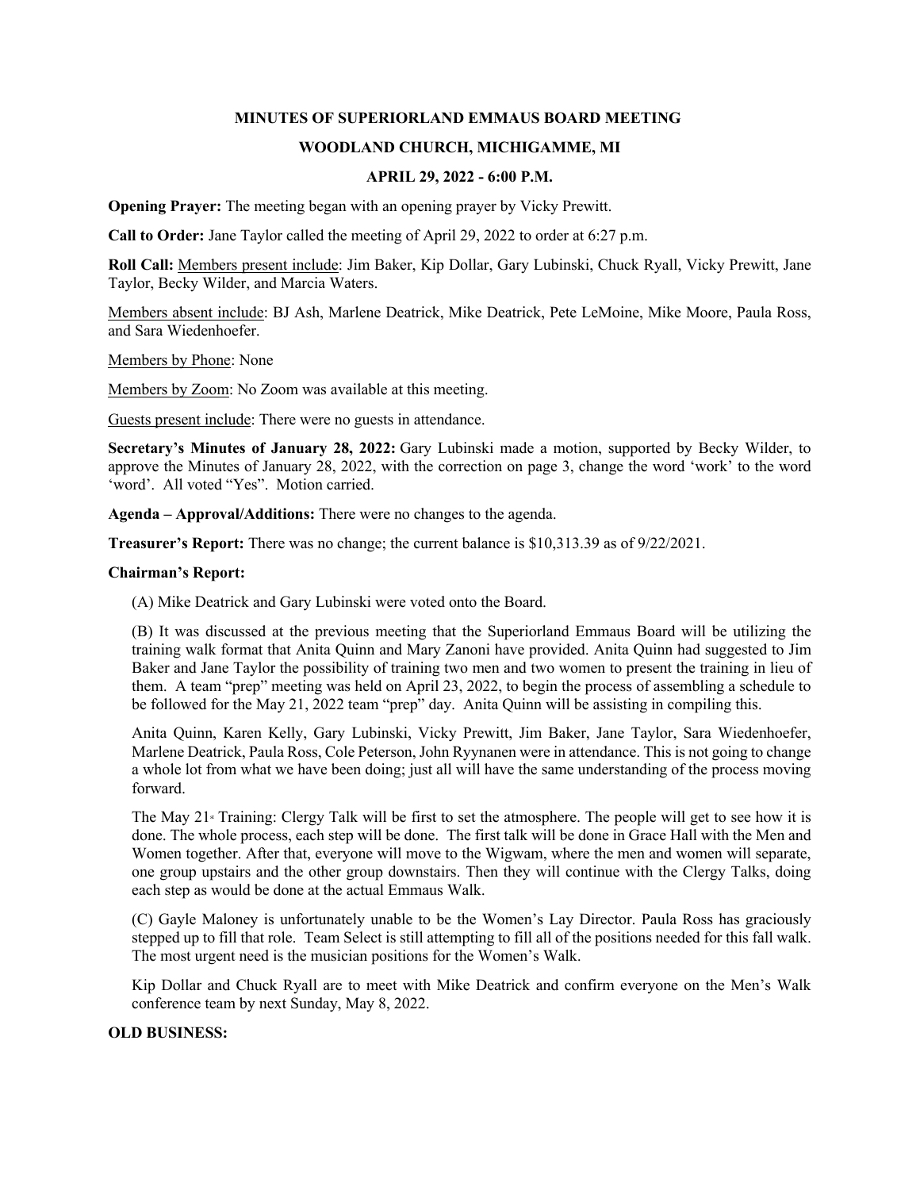# MINUTES OF SUPERIORLAND EMMAUS BOARD MEETING

## WOODLAND CHURCH, MICHIGAMME, MI

## APRIL 29, 2022 - 6:00 P.M.

**Opening Prayer:** The meeting began with an opening prayer by Vicky Prewitt.

**Call to Order:** Jane Taylor called the meeting of April 29, 2022 to order at 6:27 p.m.

**Roll Call:** Members present include: Jim Baker, Kip Dollar, Gary Lubinski, Chuck Ryall, Vicky Prewitt, Jane Taylor, Becky Wilder, and Marcia Waters.

Members absent include: BJ Ash, Marlene Deatrick, Mike Deatrick, Pete LeMoine, Mike Moore, Paula Ross, and Sara Wiedenhoefer.

Members by Phone: None

Members by Zoom: No Zoom was available at this meeting.

Guests present include: There were no guests in attendance.

**Secretary's Minutes of January 28, 2022:** Gary Lubinski made a motion, supported by Becky Wilder, to approve the Minutes of January 28, 2022, with the correction on page 3, change the word 'work' to the word 'word'. All voted "Yes". Motion carried.

**Agenda – Approval/Additions:** There were no changes to the agenda.

**Treasurer's Report:** There was no change; the current balance is $10,313.39 as of 9/22/2021.

**Chairman's Report:**

(A) Mike Deatrick and Gary Lubinski were voted onto the Board.

(B) It was discussed at the previous meeting that the Superiorland Emmaus Board will be utilizing the training walk format that Anita Quinn and Mary Zanoni have provided. Anita Quinn had suggested to Jim Baker and Jane Taylor the possibility of training two men and two women to present the training in lieu of them. A team "prep" meeting was held on April 23, 2022, to begin the process of assembling a schedule to be followed for the May 21, 2022 team "prep" day. Anita Quinn will be assisting in compiling this.

Anita Quinn, Karen Kelly, Gary Lubinski, Vicky Prewitt, Jim Baker, Jane Taylor, Sara Wiedenhoefer, Marlene Deatrick, Paula Ross, Cole Peterson, John Ryynanen were in attendance. This is not going to change a whole lot from what we have been doing; just all will have the same understanding of the process moving forward.

The May 21st Training: Clergy Talk will be first to set the atmosphere. The people will get to see how it is done. The whole process, each step will be done. The first talk will be done in Grace Hall with the Men and Women together. After that, everyone will move to the Wigwam, where the men and women will separate, one group upstairs and the other group downstairs. Then they will continue with the Clergy Talks, doing each step as would be done at the actual Emmaus Walk.

(C) Gayle Maloney is unfortunately unable to be the Women's Lay Director. Paula Ross has graciously stepped up to fill that role. Team Select is still attempting to fill all of the positions needed for this fall walk. The most urgent need is the musician positions for the Women's Walk.

Kip Dollar and Chuck Ryall are to meet with Mike Deatrick and confirm everyone on the Men's Walk conference team by next Sunday, May 8, 2022.

**OLD BUSINESS:**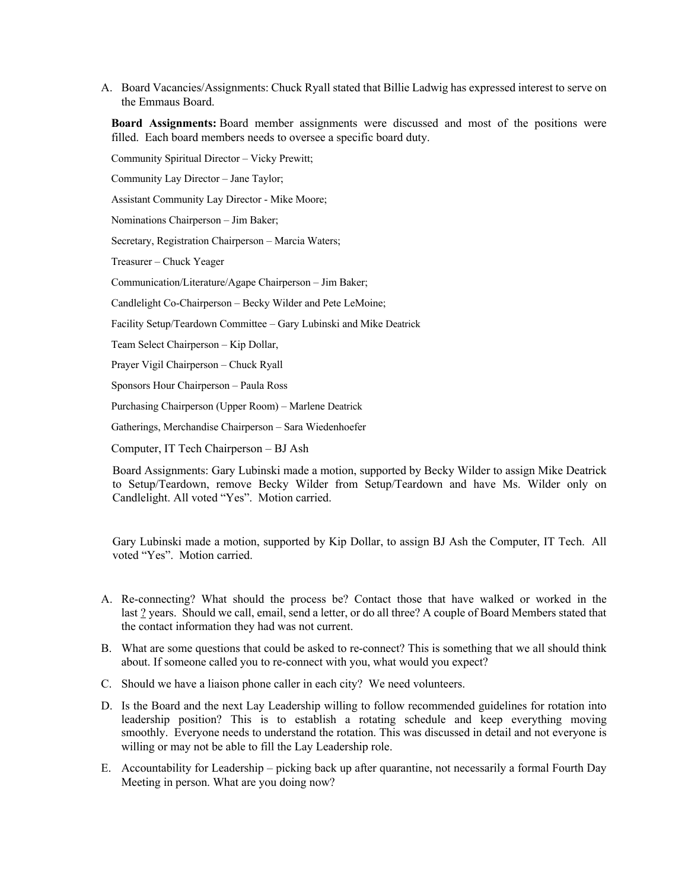A. Board Vacancies/Assignments: Chuck Ryall stated that Billie Ladwig has expressed interest to serve on the Emmaus Board.

   **Board Assignments:** Board member assignments were discussed and most of the positions were filled. Each board members needs to oversee a specific board duty.

   Community Spiritual Director – Vicky Prewitt;

   Community Lay Director – Jane Taylor;

   Assistant Community Lay Director - Mike Moore;

   Nominations Chairperson – Jim Baker;

   Secretary, Registration Chairperson – Marcia Waters;

   Treasurer – Chuck Yeager

   Communication/Literature/Agape Chairperson – Jim Baker;

   Candlelight Co-Chairperson – Becky Wilder and Pete LeMoine;

   Facility Setup/Teardown Committee – Gary Lubinski and Mike Deatrick

   Team Select Chairperson – Kip Dollar,

   Prayer Vigil Chairperson – Chuck Ryall

   Sponsors Hour Chairperson – Paula Ross

   Purchasing Chairperson (Upper Room) – Marlene Deatrick

   Gatherings, Merchandise Chairperson – Sara Wiedenhoefer

   Computer, IT Tech Chairperson – BJ Ash

   Board Assignments: Gary Lubinski made a motion, supported by Becky Wilder to assign Mike Deatrick to Setup/Teardown, remove Becky Wilder from Setup/Teardown and have Ms. Wilder only on Candlelight. All voted "Yes". Motion carried.

   Gary Lubinski made a motion, supported by Kip Dollar, to assign BJ Ash the Computer, IT Tech. All voted "Yes". Motion carried.

A. Re-connecting? What should the process be? Contact those that have walked or worked in the last ? years. Should we call, email, send a letter, or do all three? A couple of Board Members stated that the contact information they had was not current.

B. What are some questions that could be asked to re-connect? This is something that we all should think about. If someone called you to re-connect with you, what would you expect?

C. Should we have a liaison phone caller in each city? We need volunteers.

D. Is the Board and the next Lay Leadership willing to follow recommended guidelines for rotation into leadership position? This is to establish a rotating schedule and keep everything moving smoothly. Everyone needs to understand the rotation. This was discussed in detail and not everyone is willing or may not be able to fill the Lay Leadership role.

E. Accountability for Leadership – picking back up after quarantine, not necessarily a formal Fourth Day Meeting in person. What are you doing now?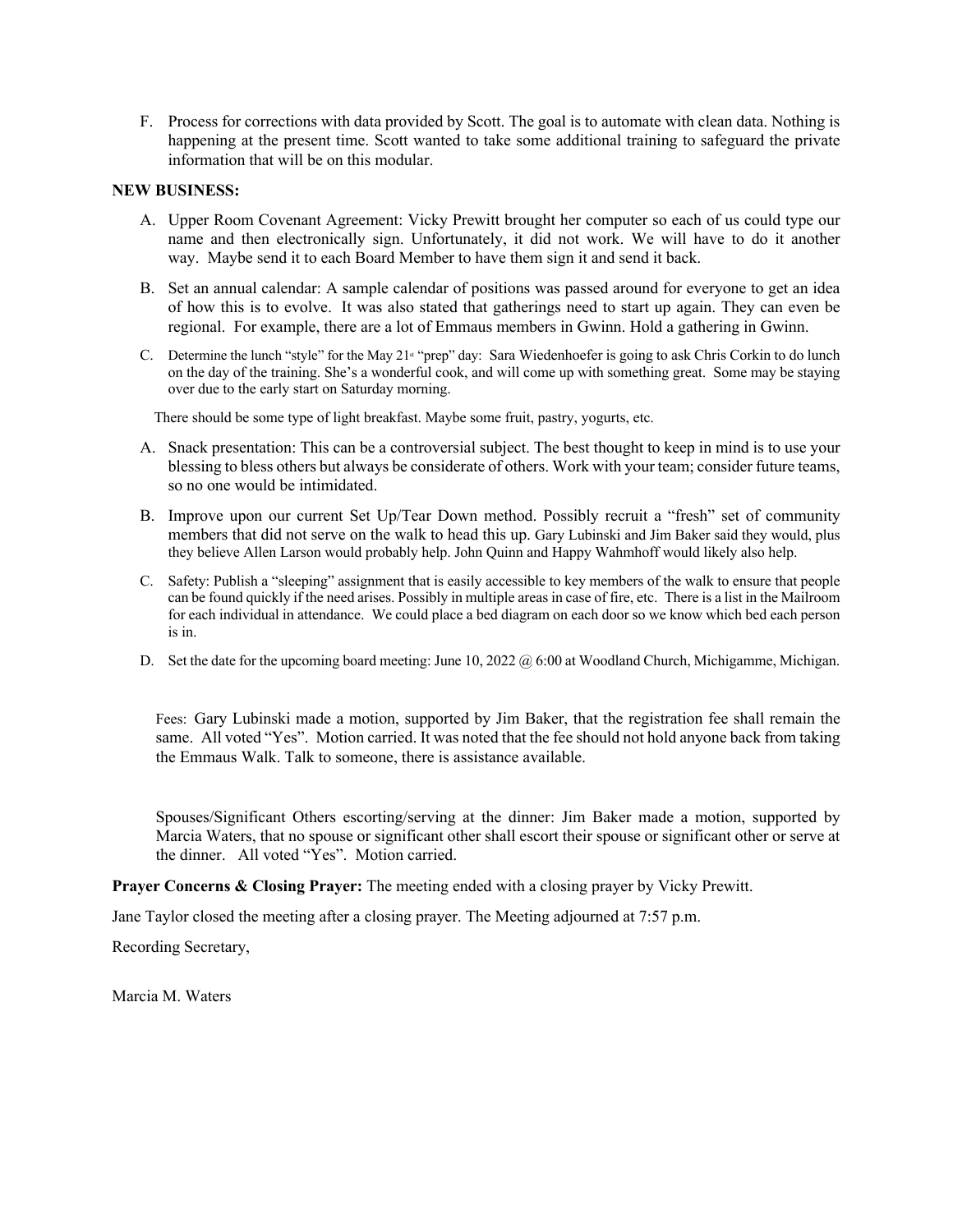F. Process for corrections with data provided by Scott. The goal is to automate with clean data. Nothing is happening at the present time. Scott wanted to take some additional training to safeguard the private information that will be on this modular.

**NEW BUSINESS:**

A. Upper Room Covenant Agreement: Vicky Prewitt brought her computer so each of us could type our name and then electronically sign. Unfortunately, it did not work. We will have to do it another way. Maybe send it to each Board Member to have them sign it and send it back.

B. Set an annual calendar: A sample calendar of positions was passed around for everyone to get an idea of how this is to evolve. It was also stated that gatherings need to start up again. They can even be regional. For example, there are a lot of Emmaus members in Gwinn. Hold a gathering in Gwinn.

C. Determine the lunch "style" for the May 21st "prep" day: Sara Wiedenhoefer is going to ask Chris Corkin to do lunch on the day of the training. She's a wonderful cook, and will come up with something great. Some may be staying over due to the early start on Saturday morning.

There should be some type of light breakfast. Maybe some fruit, pastry, yogurts, etc.

A. Snack presentation: This can be a controversial subject. The best thought to keep in mind is to use your blessing to bless others but always be considerate of others. Work with your team; consider future teams, so no one would be intimidated.

B. Improve upon our current Set Up/Tear Down method. Possibly recruit a "fresh" set of community members that did not serve on the walk to head this up. Gary Lubinski and Jim Baker said they would, plus they believe Allen Larson would probably help. John Quinn and Happy Wahmhoff would likely also help.

C. Safety: Publish a "sleeping" assignment that is easily accessible to key members of the walk to ensure that people can be found quickly if the need arises. Possibly in multiple areas in case of fire, etc. There is a list in the Mailroom for each individual in attendance. We could place a bed diagram on each door so we know which bed each person is in.

D. Set the date for the upcoming board meeting: June 10, 2022 @ 6:00 at Woodland Church, Michigamme, Michigan.

Fees: Gary Lubinski made a motion, supported by Jim Baker, that the registration fee shall remain the same. All voted "Yes". Motion carried. It was noted that the fee should not hold anyone back from taking the Emmaus Walk. Talk to someone, there is assistance available.

Spouses/Significant Others escorting/serving at the dinner: Jim Baker made a motion, supported by Marcia Waters, that no spouse or significant other shall escort their spouse or significant other or serve at the dinner. All voted "Yes". Motion carried.

**Prayer Concerns & Closing Prayer:** The meeting ended with a closing prayer by Vicky Prewitt.

Jane Taylor closed the meeting after a closing prayer. The Meeting adjourned at 7:57 p.m.

Recording Secretary,

Marcia M. Waters